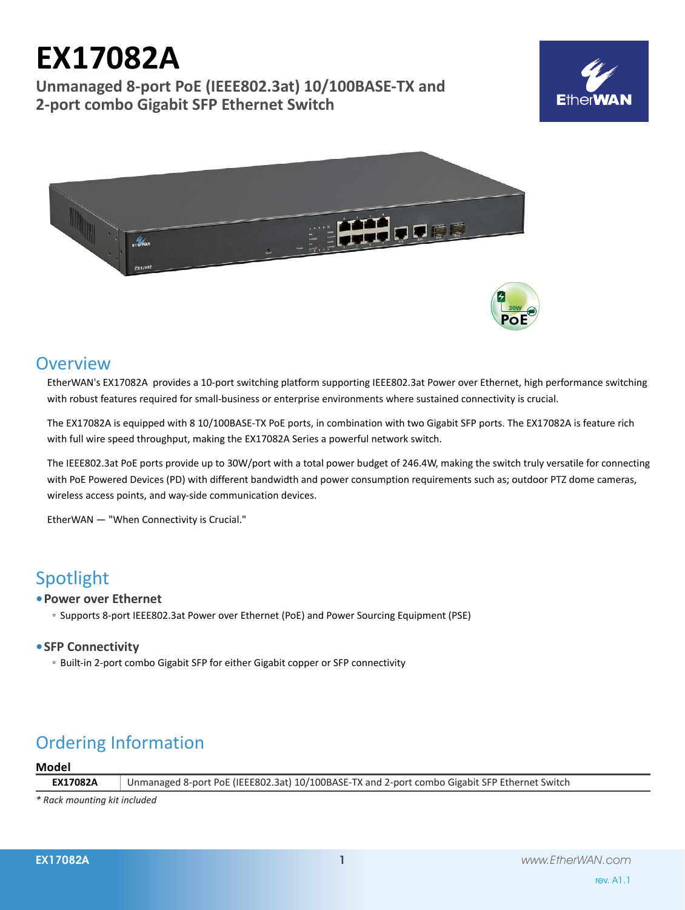# EX17082A

**Unmanaged 8-port PoE (IEEE802.3at) 10/100BASE-TX and 2-port combo Gigabit SFP Ethernet Switch**

## Overview

EtherWAN's EX17082A provides a 10-port switching platform supporting IEEE802.3at Power over Ethernet, high performance switching with robust features required for small-business or enterprise environments where sustained connectivity is crucial.

The EX17082A is equipped with 8 10/100BASE-TX PoE ports, in combination with two Gigabit SFP ports. The EX17082A is feature rich with full wire speed throughput, making the EX17082A Series a powerful network switch.

The IEEE802.3at PoE ports provide up to 30W/port with a total power budget of 246.4W, making the switch truly versatile for connecting with PoE Powered Devices (PD) with different bandwidth and power consumption requirements such as; outdoor PTZ dome cameras, wireless access points, and way-side communication devices.

EtherWAN — "When Connectivity is Crucial."

## Spotlight

- **Power over Ethernet**
  - Supports 8-port IEEE802.3at Power over Ethernet (PoE) and Power Sourcing Equipment (PSE)
- **SFP Connectivity**
  - Built-in 2-port combo Gigabit SFP for either Gigabit copper or SFP connectivity

## Ordering Information

**Model**

| | |
|---|---|
| **EX17082A** | Unmanaged 8-port PoE (IEEE802.3at) 10/100BASE-TX and 2-port combo Gigabit SFP Ethernet Switch |

*\* Rack mounting kit included*

rev. A1.1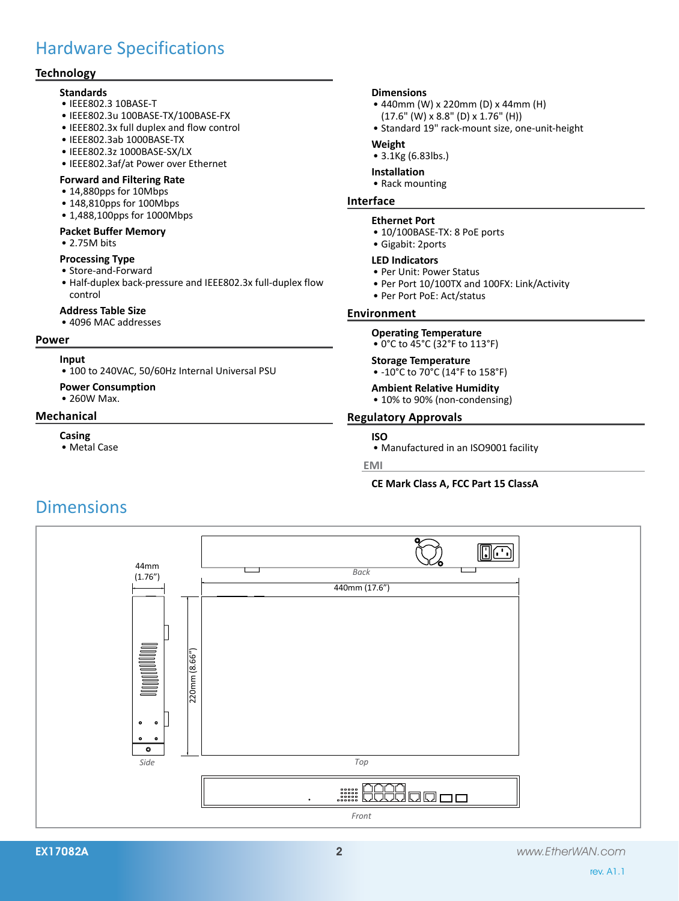# Hardware Specifications

## Technology

### Standards
- IEEE802.3 10BASE-T
- IEEE802.3u 100BASE-TX/100BASE-FX
- IEEE802.3x full duplex and flow control
- IEEE802.3ab 1000BASE-TX
- IEEE802.3z 1000BASE-SX/LX
- IEEE802.3af/at Power over Ethernet

### Forward and Filtering Rate
- 14,880pps for 10Mbps
- 148,810pps for 100Mbps
- 1,488,100pps for 1000Mbps

### Packet Buffer Memory
- 2.75M bits

### Processing Type
- Store-and-Forward
- Half-duplex back-pressure and IEEE802.3x full-duplex flow control

### Address Table Size
- 4096 MAC addresses

## Power

### Input
- 100 to 240VAC, 50/60Hz Internal Universal PSU

### Power Consumption
- 260W Max.

## Mechanical

### Casing
- Metal Case

### Dimensions
- 440mm (W) x 220mm (D) x 44mm (H) (17.6" (W) x 8.8" (D) x 1.76" (H))
- Standard 19" rack-mount size, one-unit-height

### Weight
- 3.1Kg (6.83lbs.)

### Installation
- Rack mounting

## Interface

### Ethernet Port
- 10/100BASE-TX: 8 PoE ports
- Gigabit: 2ports

### LED Indicators
- Per Unit: Power Status
- Per Port 10/100TX and 100FX: Link/Activity
- Per Port PoE: Act/status

## Environment

### Operating Temperature
- 0°C to 45°C (32°F to 113°F)

### Storage Temperature
- -10°C to 70°C (14°F to 158°F)

### Ambient Relative Humidity
- 10% to 90% (non-condensing)

## Regulatory Approvals

### ISO
- Manufactured in an ISO9001 facility

### EMI

**CE Mark Class A, FCC Part 15 ClassA**

# Dimensions

44mm (1.76")

440mm (17.6")

220mm (8.66")

Back

Side

Top

Front